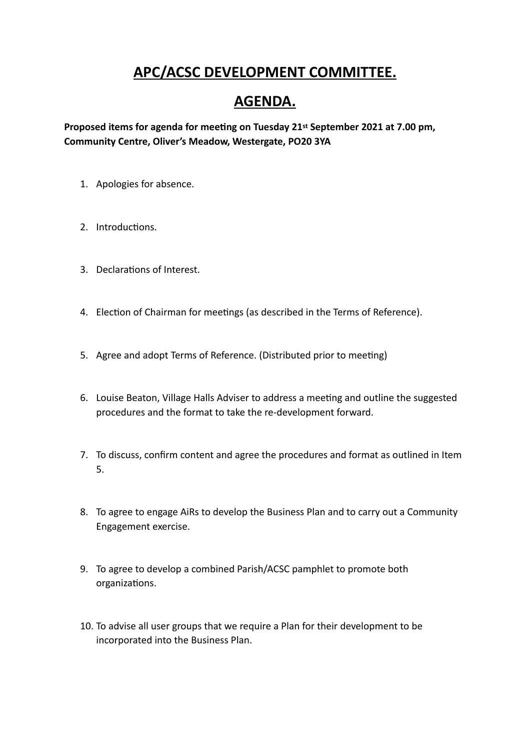# APC/ACSC DEVELOPMENT COMMITTEE.

# AGENDA.

**Proposed items for agenda for meeting on Tuesday 21st September 2021 at 7.00 pm, Community Centre, Oliver's Meadow, Westergate, PO20 3YA**

1. Apologies for absence.
2. Introductions.
3. Declarations of Interest.
4. Election of Chairman for meetings (as described in the Terms of Reference).
5. Agree and adopt Terms of Reference. (Distributed prior to meeting)
6. Louise Beaton, Village Halls Adviser to address a meeting and outline the suggested procedures and the format to take the re-development forward.
7. To discuss, confirm content and agree the procedures and format as outlined in Item 5.
8. To agree to engage AiRs to develop the Business Plan and to carry out a Community Engagement exercise.
9. To agree to develop a combined Parish/ACSC pamphlet to promote both organizations.
10. To advise all user groups that we require a Plan for their development to be incorporated into the Business Plan.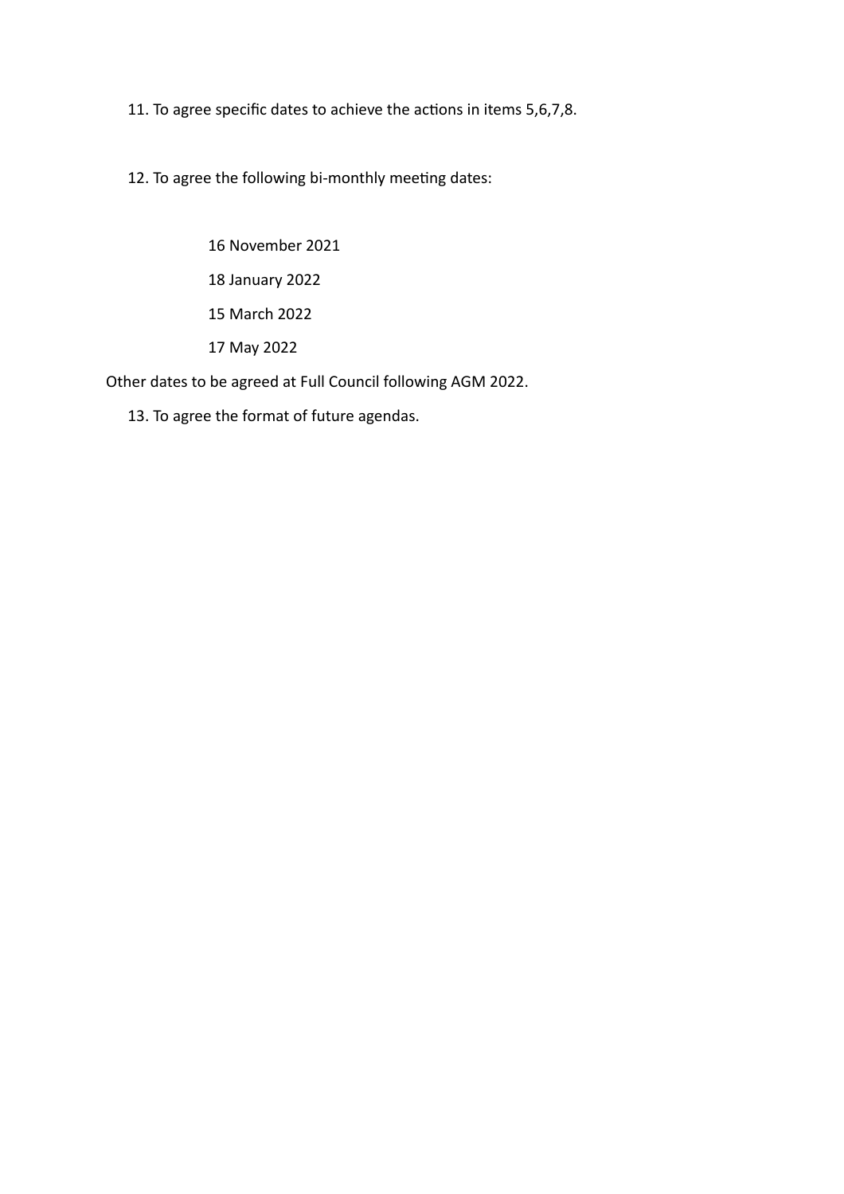11. To agree specific dates to achieve the actions in items 5,6,7,8.

12. To agree the following bi-monthly meeting dates:

    16 November 2021

    18 January 2022

    15 March 2022

    17 May 2022

Other dates to be agreed at Full Council following AGM 2022.

13. To agree the format of future agendas.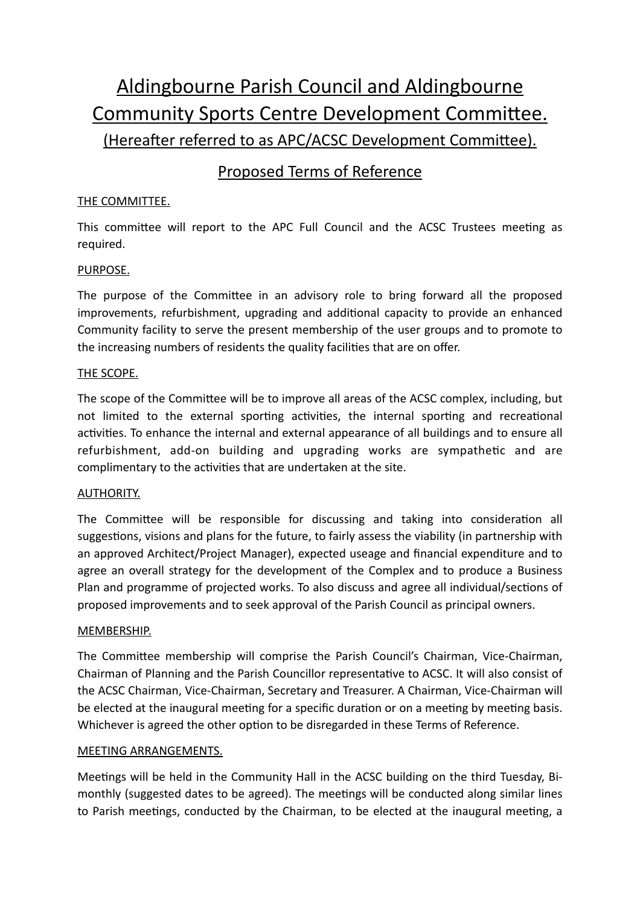# Aldingbourne Parish Council and Aldingbourne Community Sports Centre Development Committee.

(Hereafter referred to as APC/ACSC Development Committee).

## Proposed Terms of Reference

### THE COMMITTEE.

This committee will report to the APC Full Council and the ACSC Trustees meeting as required.

### PURPOSE.

The purpose of the Committee in an advisory role to bring forward all the proposed improvements, refurbishment, upgrading and additional capacity to provide an enhanced Community facility to serve the present membership of the user groups and to promote to the increasing numbers of residents the quality facilities that are on offer.

### THE SCOPE.

The scope of the Committee will be to improve all areas of the ACSC complex, including, but not limited to the external sporting activities, the internal sporting and recreational activities. To enhance the internal and external appearance of all buildings and to ensure all refurbishment, add-on building and upgrading works are sympathetic and are complimentary to the activities that are undertaken at the site.

### AUTHORITY.

The Committee will be responsible for discussing and taking into consideration all suggestions, visions and plans for the future, to fairly assess the viability (in partnership with an approved Architect/Project Manager), expected useage and financial expenditure and to agree an overall strategy for the development of the Complex and to produce a Business Plan and programme of projected works. To also discuss and agree all individual/sections of proposed improvements and to seek approval of the Parish Council as principal owners.

### MEMBERSHIP.

The Committee membership will comprise the Parish Council's Chairman, Vice-Chairman, Chairman of Planning and the Parish Councillor representative to ACSC. It will also consist of the ACSC Chairman, Vice-Chairman, Secretary and Treasurer. A Chairman, Vice-Chairman will be elected at the inaugural meeting for a specific duration or on a meeting by meeting basis. Whichever is agreed the other option to be disregarded in these Terms of Reference.

### MEETING ARRANGEMENTS.

Meetings will be held in the Community Hall in the ACSC building on the third Tuesday, Bi-monthly (suggested dates to be agreed). The meetings will be conducted along similar lines to Parish meetings, conducted by the Chairman, to be elected at the inaugural meeting, a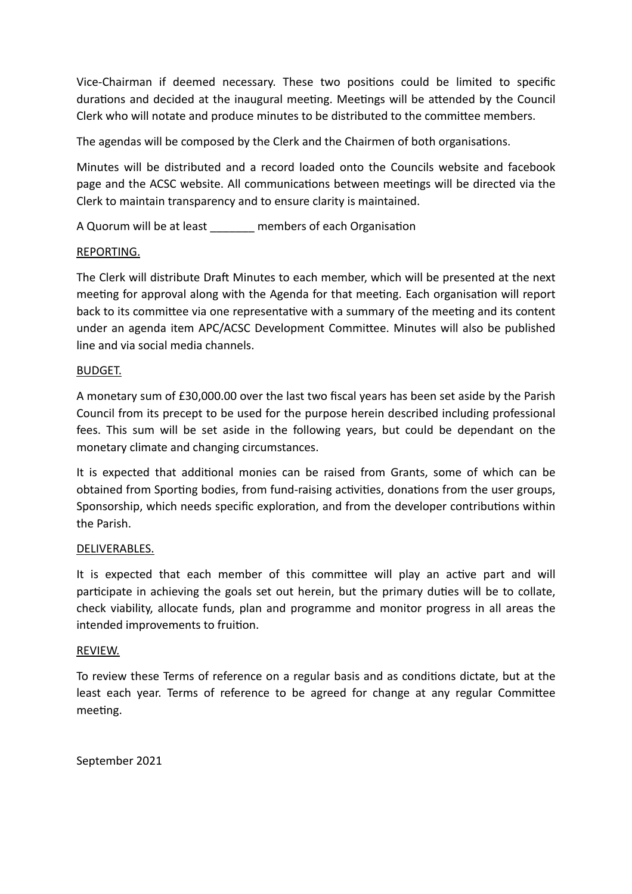Vice-Chairman if deemed necessary. These two positions could be limited to specific durations and decided at the inaugural meeting. Meetings will be attended by the Council Clerk who will notate and produce minutes to be distributed to the committee members.

The agendas will be composed by the Clerk and the Chairmen of both organisations.

Minutes will be distributed and a record loaded onto the Councils website and facebook page and the ACSC website. All communications between meetings will be directed via the Clerk to maintain transparency and to ensure clarity is maintained.

A Quorum will be at least _______ members of each Organisation

<u>REPORTING.</u>

The Clerk will distribute Draft Minutes to each member, which will be presented at the next meeting for approval along with the Agenda for that meeting. Each organisation will report back to its committee via one representative with a summary of the meeting and its content under an agenda item APC/ACSC Development Committee. Minutes will also be published line and via social media channels.

<u>BUDGET.</u>

A monetary sum of £30,000.00 over the last two fiscal years has been set aside by the Parish Council from its precept to be used for the purpose herein described including professional fees. This sum will be set aside in the following years, but could be dependant on the monetary climate and changing circumstances.

It is expected that additional monies can be raised from Grants, some of which can be obtained from Sporting bodies, from fund-raising activities, donations from the user groups, Sponsorship, which needs specific exploration, and from the developer contributions within the Parish.

<u>DELIVERABLES.</u>

It is expected that each member of this committee will play an active part and will participate in achieving the goals set out herein, but the primary duties will be to collate, check viability, allocate funds, plan and programme and monitor progress in all areas the intended improvements to fruition.

<u>REVIEW.</u>

To review these Terms of reference on a regular basis and as conditions dictate, but at the least each year. Terms of reference to be agreed for change at any regular Committee meeting.

September 2021